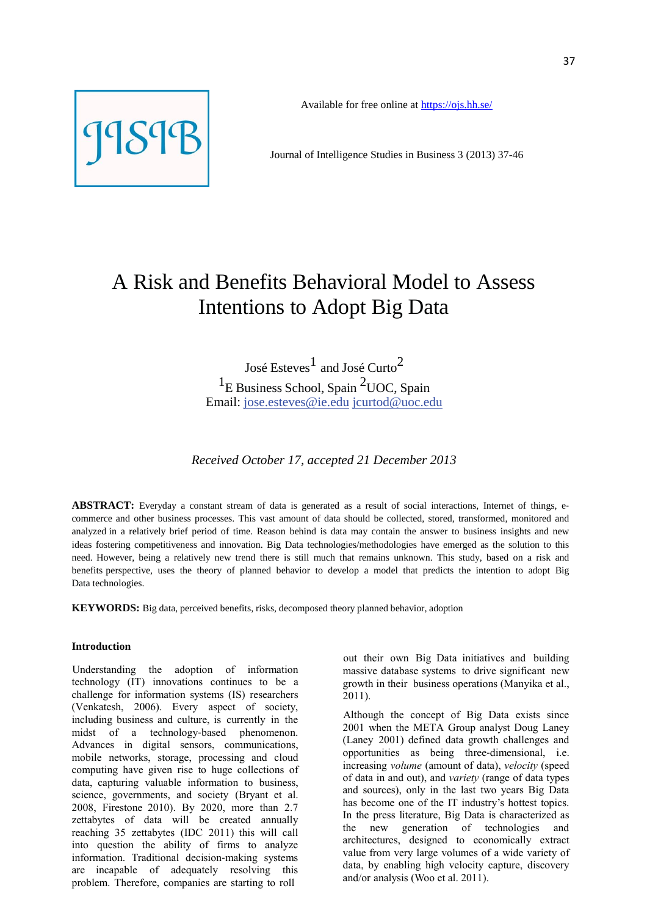Available for free online at https://ojs.hh.se/

Journal of Intelligence Studies in Business 3 (2013) 37-46

# A Risk and Benefits Behavioral Model to Assess Intentions to Adopt Big Data

José Esteves[1] and José Curto[2]

[1]E Business School, Spain [2]UOC, Spain

Email: jose.esteves@ie.edu jcurtod@uoc.edu

*Received October 17, accepted 21 December 2013*

**ABSTRACT:** Everyday a constant stream of data is generated as a result of social interactions, Internet of things, e-commerce and other business processes. This vast amount of data should be collected, stored, transformed, monitored and analyzed in a relatively brief period of time. Reason behind is data may contain the answer to business insights and new ideas fostering competitiveness and innovation. Big Data technologies/methodologies have emerged as the solution to this need. However, being a relatively new trend there is still much that remains unknown. This study, based on a risk and benefits perspective, uses the theory of planned behavior to develop a model that predicts the intention to adopt Big Data technologies.

**KEYWORDS:** Big data, perceived benefits, risks, decomposed theory planned behavior, adoption

### Introduction

Understanding the adoption of information technology (IT) innovations continues to be a challenge for information systems (IS) researchers (Venkatesh, 2006). Every aspect of society, including business and culture, is currently in the midst of a technology-based phenomenon. Advances in digital sensors, communications, mobile networks, storage, processing and cloud computing have given rise to huge collections of data, capturing valuable information to business, science, governments, and society (Bryant et al. 2008, Firestone 2010). By 2020, more than 2.7 zettabytes of data will be created annually reaching 35 zettabytes (IDC 2011) this will call into question the ability of firms to analyze information. Traditional decision-making systems are incapable of adequately resolving this problem. Therefore, companies are starting to roll out their own Big Data initiatives and building massive database systems to drive significant new growth in their business operations (Manyika et al., 2011).

Although the concept of Big Data exists since 2001 when the META Group analyst Doug Laney (Laney 2001) defined data growth challenges and opportunities as being three-dimensional, i.e. increasing *volume* (amount of data), *velocity* (speed of data in and out), and *variety* (range of data types and sources), only in the last two years Big Data has become one of the IT industry's hottest topics. In the press literature, Big Data is characterized as the new generation of technologies and architectures, designed to economically extract value from very large volumes of a wide variety of data, by enabling high velocity capture, discovery and/or analysis (Woo et al. 2011).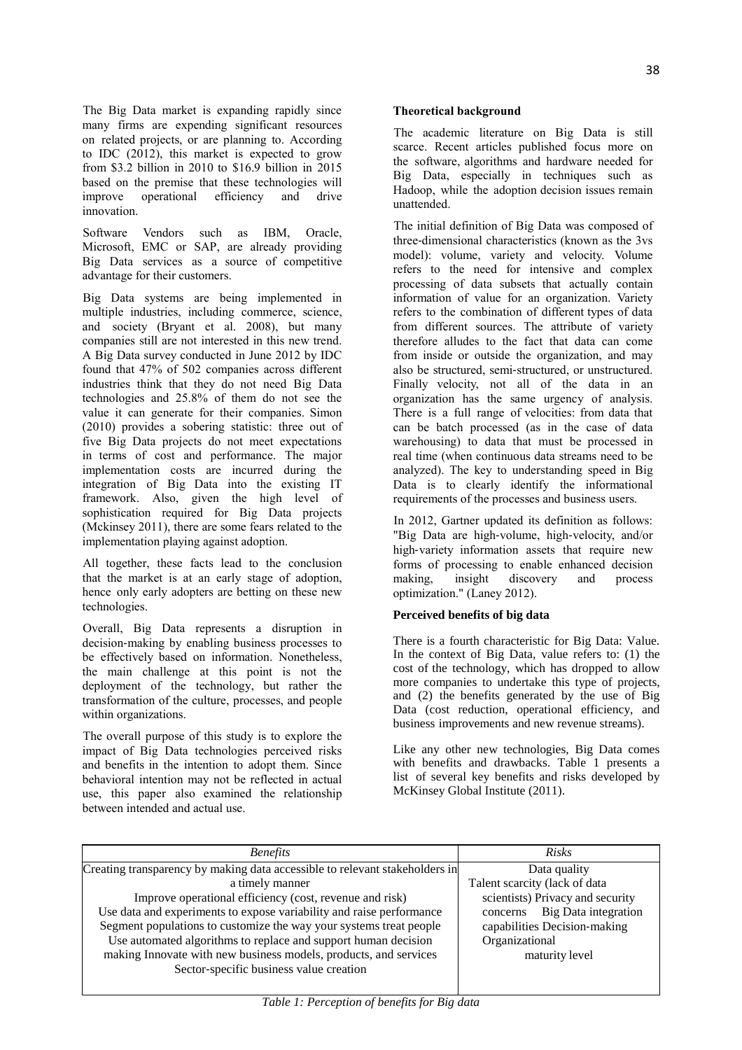The Big Data market is expanding rapidly since many firms are expending significant resources on related projects, or are planning to. According to IDC (2012), this market is expected to grow from $3.2 billion in 2010 to $16.9 billion in 2015 based on the premise that these technologies will improve operational efficiency and drive innovation.

Software Vendors such as IBM, Oracle, Microsoft, EMC or SAP, are already providing Big Data services as a source of competitive advantage for their customers.

Big Data systems are being implemented in multiple industries, including commerce, science, and society (Bryant et al. 2008), but many companies still are not interested in this new trend. A Big Data survey conducted in June 2012 by IDC found that 47% of 502 companies across different industries think that they do not need Big Data technologies and 25.8% of them do not see the value it can generate for their companies. Simon (2010) provides a sobering statistic: three out of five Big Data projects do not meet expectations in terms of cost and performance. The major implementation costs are incurred during the integration of Big Data into the existing IT framework. Also, given the high level of sophistication required for Big Data projects (Mckinsey 2011), there are some fears related to the implementation playing against adoption.

All together, these facts lead to the conclusion that the market is at an early stage of adoption, hence only early adopters are betting on these new technologies.

Overall, Big Data represents a disruption in decision-making by enabling business processes to be effectively based on information. Nonetheless, the main challenge at this point is not the deployment of the technology, but rather the transformation of the culture, processes, and people within organizations.

The overall purpose of this study is to explore the impact of Big Data technologies perceived risks and benefits in the intention to adopt them. Since behavioral intention may not be reflected in actual use, this paper also examined the relationship between intended and actual use.

**Theoretical background**

The academic literature on Big Data is still scarce. Recent articles published focus more on the software, algorithms and hardware needed for Big Data, especially in techniques such as Hadoop, while the adoption decision issues remain unattended.

The initial definition of Big Data was composed of three-dimensional characteristics (known as the 3vs model): volume, variety and velocity. Volume refers to the need for intensive and complex processing of data subsets that actually contain information of value for an organization. Variety refers to the combination of different types of data from different sources. The attribute of variety therefore alludes to the fact that data can come from inside or outside the organization, and may also be structured, semi-structured, or unstructured. Finally velocity, not all of the data in an organization has the same urgency of analysis. There is a full range of velocities: from data that can be batch processed (as in the case of data warehousing) to data that must be processed in real time (when continuous data streams need to be analyzed). The key to understanding speed in Big Data is to clearly identify the informational requirements of the processes and business users.

In 2012, Gartner updated its definition as follows: "Big Data are high-volume, high-velocity, and/or high-variety information assets that require new forms of processing to enable enhanced decision making, insight discovery and process optimization." (Laney 2012).

**Perceived benefits of big data**

There is a fourth characteristic for Big Data: Value. In the context of Big Data, value refers to: (1) the cost of the technology, which has dropped to allow more companies to undertake this type of projects, and (2) the benefits generated by the use of Big Data (cost reduction, operational efficiency, and business improvements and new revenue streams).

Like any other new technologies, Big Data comes with benefits and drawbacks. Table 1 presents a list of several key benefits and risks developed by McKinsey Global Institute (2011).

| *Benefits* | *Risks* |
|---|---|
| Creating transparency by making data accessible to relevant stakeholders in a timely manner<br>Improve operational efficiency (cost, revenue and risk)<br>Use data and experiments to expose variability and raise performance<br>Segment populations to customize the way your systems treat people<br>Use automated algorithms to replace and support human decision making Innovate with new business models, products, and services<br>Sector-specific business value creation | Data quality<br>Talent scarcity (lack of data scientists) Privacy and security concerns Big Data integration capabilities Decision-making<br>Organizational maturity level |

*Table 1: Perception of benefits for Big data*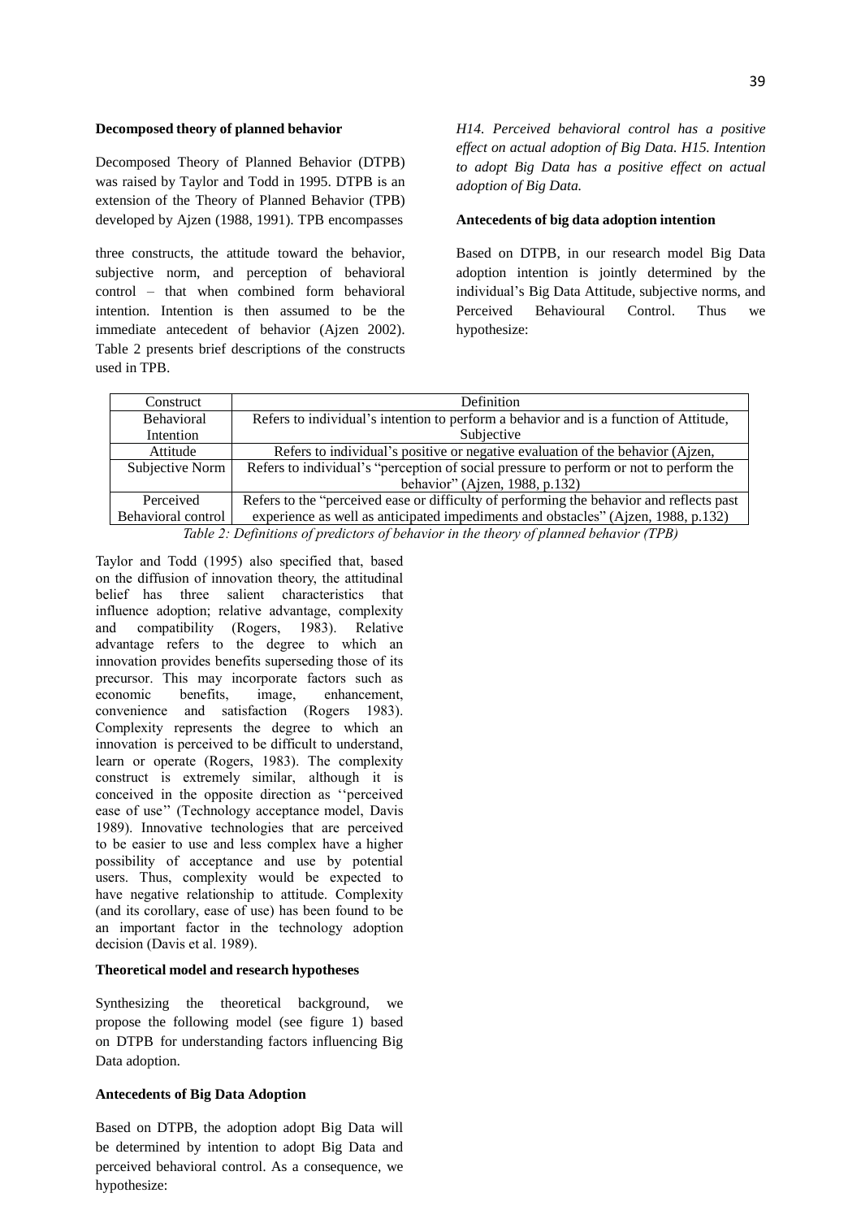**Decomposed theory of planned behavior**

Decomposed Theory of Planned Behavior (DTPB) was raised by Taylor and Todd in 1995. DTPB is an extension of the Theory of Planned Behavior (TPB) developed by Ajzen (1988, 1991). TPB encompasses three constructs, the attitude toward the behavior, subjective norm, and perception of behavioral control – that when combined form behavioral intention. Intention is then assumed to be the immediate antecedent of behavior (Ajzen 2002). Table 2 presents brief descriptions of the constructs used in TPB.

| Construct | Definition |
|---|---|
| Behavioral Intention | Refers to individual's intention to perform a behavior and is a function of Attitude, Subjective |
| Attitude | Refers to individual's positive or negative evaluation of the behavior (Ajzen, |
| Subjective Norm | Refers to individual's "perception of social pressure to perform or not to perform the behavior" (Ajzen, 1988, p.132) |
| Perceived Behavioral control | Refers to the "perceived ease or difficulty of performing the behavior and reflects past experience as well as anticipated impediments and obstacles" (Ajzen, 1988, p.132) |

*Table 2: Definitions of predictors of behavior in the theory of planned behavior (TPB)*

Taylor and Todd (1995) also specified that, based on the diffusion of innovation theory, the attitudinal belief has three salient characteristics that influence adoption; relative advantage, complexity and compatibility (Rogers, 1983). Relative advantage refers to the degree to which an innovation provides benefits superseding those of its precursor. This may incorporate factors such as economic benefits, image, enhancement, convenience and satisfaction (Rogers 1983). Complexity represents the degree to which an innovation is perceived to be difficult to understand, learn or operate (Rogers, 1983). The complexity construct is extremely similar, although it is conceived in the opposite direction as ''perceived ease of use'' (Technology acceptance model, Davis 1989). Innovative technologies that are perceived to be easier to use and less complex have a higher possibility of acceptance and use by potential users. Thus, complexity would be expected to have negative relationship to attitude. Complexity (and its corollary, ease of use) has been found to be an important factor in the technology adoption decision (Davis et al. 1989).

**Theoretical model and research hypotheses**

Synthesizing the theoretical background, we propose the following model (see figure 1) based on DTPB for understanding factors influencing Big Data adoption.

**Antecedents of Big Data Adoption**

Based on DTPB, the adoption adopt Big Data will be determined by intention to adopt Big Data and perceived behavioral control. As a consequence, we hypothesize:

*H14. Perceived behavioral control has a positive effect on actual adoption of Big Data. H15. Intention to adopt Big Data has a positive effect on actual adoption of Big Data.*

**Antecedents of big data adoption intention**

Based on DTPB, in our research model Big Data adoption intention is jointly determined by the individual's Big Data Attitude, subjective norms, and Perceived Behavioural Control. Thus we hypothesize: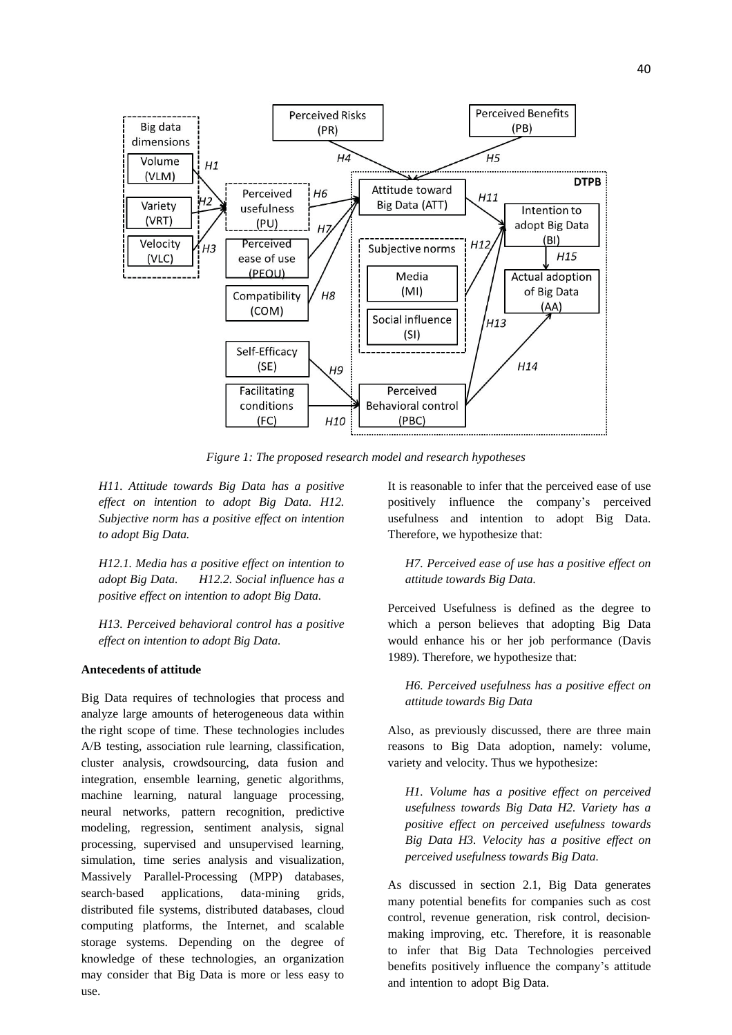Big data dimensions
Volume (VLM)
Variety (VRT)
Velocity (VLC)
H1
H2
H3
Perceived usefulness (PU)
Perceived ease of use (PEOU)
Compatibility (COM)
Self-Efficacy (SE)
Facilitating conditions (FC)
Perceived Risks (PR)
Perceived Benefits (PB)
H4
H5
H6
H7
H8
H9
H10
DTPB
Attitude toward Big Data (ATT)
Subjective norms
Media (MI)
Social influence (SI)
Perceived Behavioral control (PBC)
H11
H12
H13
H14
H15
Intention to adopt Big Data (BI)
Actual adoption of Big Data (AA)

*Figure 1: The proposed research model and research hypotheses*

*H11. Attitude towards Big Data has a positive effect on intention to adopt Big Data. H12. Subjective norm has a positive effect on intention to adopt Big Data.*

*H12.1. Media has a positive effect on intention to adopt Big Data. H12.2. Social influence has a positive effect on intention to adopt Big Data.*

*H13. Perceived behavioral control has a positive effect on intention to adopt Big Data.*

**Antecedents of attitude**

Big Data requires of technologies that process and analyze large amounts of heterogeneous data within the right scope of time. These technologies includes A/B testing, association rule learning, classification, cluster analysis, crowdsourcing, data fusion and integration, ensemble learning, genetic algorithms, machine learning, natural language processing, neural networks, pattern recognition, predictive modeling, regression, sentiment analysis, signal processing, supervised and unsupervised learning, simulation, time series analysis and visualization, Massively Parallel-Processing (MPP) databases, search-based applications, data-mining grids, distributed file systems, distributed databases, cloud computing platforms, the Internet, and scalable storage systems. Depending on the degree of knowledge of these technologies, an organization may consider that Big Data is more or less easy to use.

It is reasonable to infer that the perceived ease of use positively influence the company's perceived usefulness and intention to adopt Big Data. Therefore, we hypothesize that:

*H7. Perceived ease of use has a positive effect on attitude towards Big Data.*

Perceived Usefulness is defined as the degree to which a person believes that adopting Big Data would enhance his or her job performance (Davis 1989). Therefore, we hypothesize that:

*H6. Perceived usefulness has a positive effect on attitude towards Big Data*

Also, as previously discussed, there are three main reasons to Big Data adoption, namely: volume, variety and velocity. Thus we hypothesize:

*H1. Volume has a positive effect on perceived usefulness towards Big Data H2. Variety has a positive effect on perceived usefulness towards Big Data H3. Velocity has a positive effect on perceived usefulness towards Big Data.*

As discussed in section 2.1, Big Data generates many potential benefits for companies such as cost control, revenue generation, risk control, decision-making improving, etc. Therefore, it is reasonable to infer that Big Data Technologies perceived benefits positively influence the company's attitude and intention to adopt Big Data.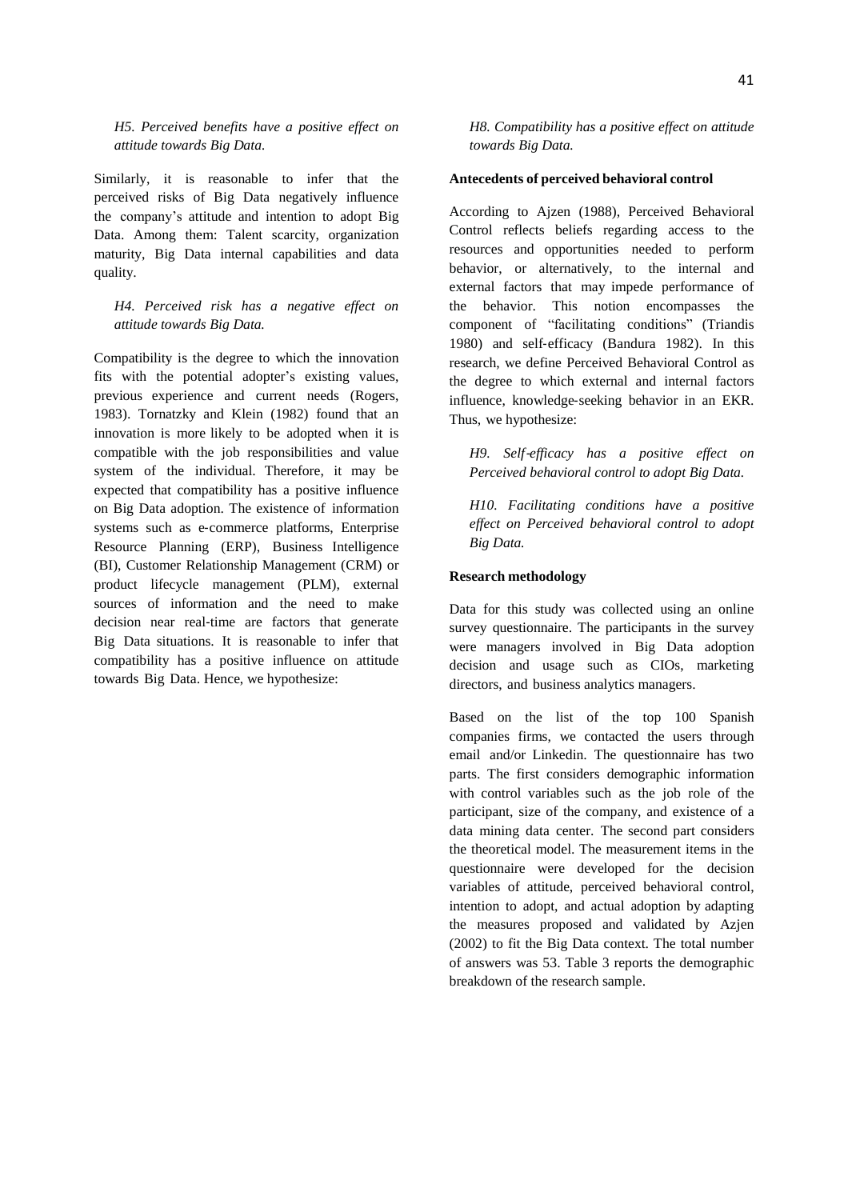*H5. Perceived benefits have a positive effect on attitude towards Big Data.*

Similarly, it is reasonable to infer that the perceived risks of Big Data negatively influence the company's attitude and intention to adopt Big Data. Among them: Talent scarcity, organization maturity, Big Data internal capabilities and data quality.

*H4. Perceived risk has a negative effect on attitude towards Big Data.*

Compatibility is the degree to which the innovation fits with the potential adopter's existing values, previous experience and current needs (Rogers, 1983). Tornatzky and Klein (1982) found that an innovation is more likely to be adopted when it is compatible with the job responsibilities and value system of the individual. Therefore, it may be expected that compatibility has a positive influence on Big Data adoption. The existence of information systems such as e-commerce platforms, Enterprise Resource Planning (ERP), Business Intelligence (BI), Customer Relationship Management (CRM) or product lifecycle management (PLM), external sources of information and the need to make decision near real-time are factors that generate Big Data situations. It is reasonable to infer that compatibility has a positive influence on attitude towards Big Data. Hence, we hypothesize:

*H8. Compatibility has a positive effect on attitude towards Big Data.*

**Antecedents of perceived behavioral control**

According to Ajzen (1988), Perceived Behavioral Control reflects beliefs regarding access to the resources and opportunities needed to perform behavior, or alternatively, to the internal and external factors that may impede performance of the behavior. This notion encompasses the component of "facilitating conditions" (Triandis 1980) and self-efficacy (Bandura 1982). In this research, we define Perceived Behavioral Control as the degree to which external and internal factors influence, knowledge-seeking behavior in an EKR. Thus, we hypothesize:

*H9. Self-efficacy has a positive effect on Perceived behavioral control to adopt Big Data.*

*H10. Facilitating conditions have a positive effect on Perceived behavioral control to adopt Big Data.*

**Research methodology**

Data for this study was collected using an online survey questionnaire. The participants in the survey were managers involved in Big Data adoption decision and usage such as CIOs, marketing directors, and business analytics managers.

Based on the list of the top 100 Spanish companies firms, we contacted the users through email and/or Linkedin. The questionnaire has two parts. The first considers demographic information with control variables such as the job role of the participant, size of the company, and existence of a data mining data center. The second part considers the theoretical model. The measurement items in the questionnaire were developed for the decision variables of attitude, perceived behavioral control, intention to adopt, and actual adoption by adapting the measures proposed and validated by Azjen (2002) to fit the Big Data context. The total number of answers was 53. Table 3 reports the demographic breakdown of the research sample.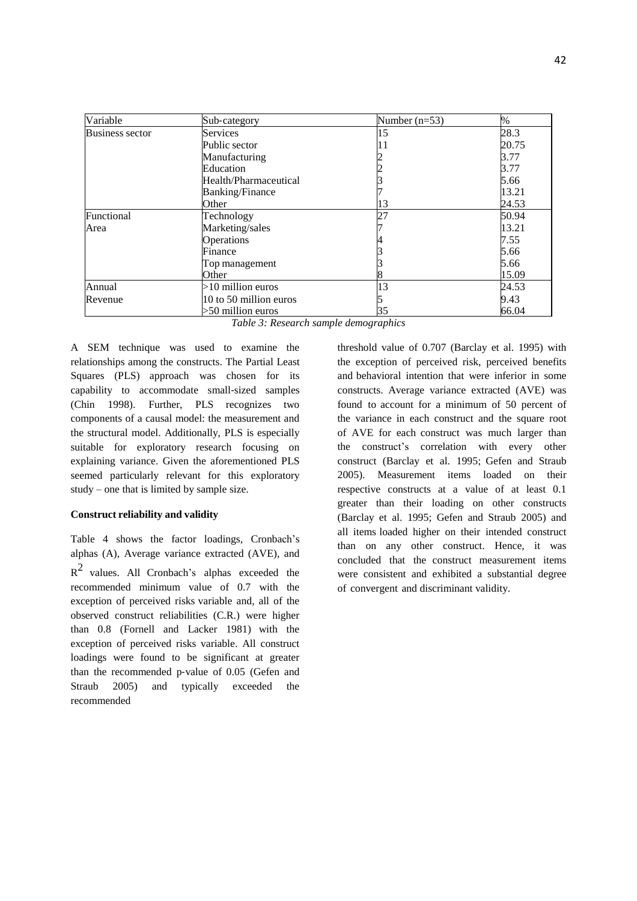| Variable | Sub-category | Number (n=53) | % |
|---|---|---|---|
| Business sector | Services | 15 | 28.3 |
| | Public sector | 11 | 20.75 |
| | Manufacturing | 2 | 3.77 |
| | Education | 2 | 3.77 |
| | Health/Pharmaceutical | 3 | 5.66 |
| | Banking/Finance | 7 | 13.21 |
| | Other | 13 | 24.53 |
| Functional Area | Technology | 27 | 50.94 |
| | Marketing/sales | 7 | 13.21 |
| | Operations | 4 | 7.55 |
| | Finance | 3 | 5.66 |
| | Top management | 3 | 5.66 |
| | Other | 8 | 15.09 |
| Annual Revenue | >10 million euros | 13 | 24.53 |
| | 10 to 50 million euros | 5 | 9.43 |
| | >50 million euros | 35 | 66.04 |

*Table 3: Research sample demographics*

A SEM technique was used to examine the relationships among the constructs. The Partial Least Squares (PLS) approach was chosen for its capability to accommodate small-sized samples (Chin 1998). Further, PLS recognizes two components of a causal model: the measurement and the structural model. Additionally, PLS is especially suitable for exploratory research focusing on explaining variance. Given the aforementioned PLS seemed particularly relevant for this exploratory study – one that is limited by sample size.

**Construct reliability and validity**

Table 4 shows the factor loadings, Cronbach's alphas (A), Average variance extracted (AVE), and $R^2$ values. All Cronbach's alphas exceeded the recommended minimum value of 0.7 with the exception of perceived risks variable and, all of the observed construct reliabilities (C.R.) were higher than 0.8 (Fornell and Lacker 1981) with the exception of perceived risks variable. All construct loadings were found to be significant at greater than the recommended p-value of 0.05 (Gefen and Straub 2005) and typically exceeded the recommended threshold value of 0.707 (Barclay et al. 1995) with the exception of perceived risk, perceived benefits and behavioral intention that were inferior in some constructs. Average variance extracted (AVE) was found to account for a minimum of 50 percent of the variance in each construct and the square root of AVE for each construct was much larger than the construct's correlation with every other construct (Barclay et al. 1995; Gefen and Straub 2005). Measurement items loaded on their respective constructs at a value of at least 0.1 greater than their loading on other constructs (Barclay et al. 1995; Gefen and Straub 2005) and all items loaded higher on their intended construct than on any other construct. Hence, it was concluded that the construct measurement items were consistent and exhibited a substantial degree of convergent and discriminant validity.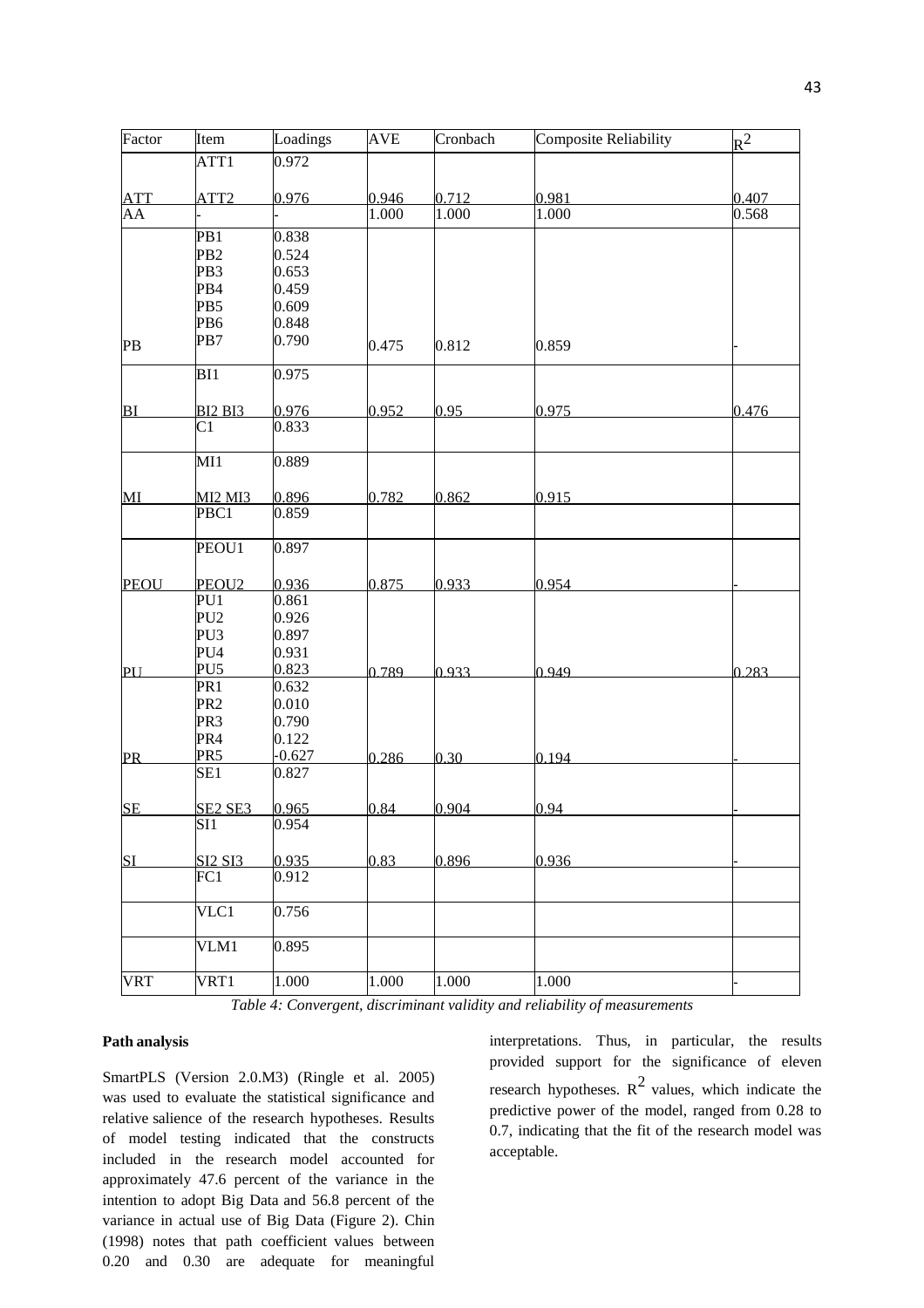| Factor | Item | Loadings | AVE | Cronbach | Composite Reliability | $R^2$ |
|---|---|---|---|---|---|---|
| | ATT1 | 0.972 | | | | |
| ATT | ATT2 | 0.976 | 0.946 | 0.712 | 0.981 | 0.407 |
| AA | - | - | 1.000 | 1.000 | 1.000 | 0.568 |
| | PB1 | 0.838 | | | | |
| | PB2 | 0.524 | | | | |
| | PB3 | 0.653 | | | | |
| | PB4 | 0.459 | | | | |
| | PB5 | 0.609 | | | | |
| | PB6 | 0.848 | | | | |
| PB | PB7 | 0.790 | 0.475 | 0.812 | 0.859 | - |
| | BI1 | 0.975 | | | | |
| BI | BI2 BI3 | 0.976 | 0.952 | 0.95 | 0.975 | 0.476 |
| | C1 | 0.833 | | | | |
| | MI1 | 0.889 | | | | |
| MI | MI2 MI3 | 0.896 | 0.782 | 0.862 | 0.915 | |
| | PBC1 | 0.859 | | | | |
| | PEOU1 | 0.897 | | | | |
| PEOU | PEOU2 | 0.936 | 0.875 | 0.933 | 0.954 | - |
| | PU1 | 0.861 | | | | |
| | PU2 | 0.926 | | | | |
| | PU3 | 0.897 | | | | |
| | PU4 | 0.931 | | | | |
| PU | PU5 | 0.823 | 0.789 | 0.933 | 0.949 | 0.283 |
| | PR1 | 0.632 | | | | |
| | PR2 | 0.010 | | | | |
| | PR3 | 0.790 | | | | |
| | PR4 | 0.122 | | | | |
| PR | PR5 | -0.627 | 0.286 | 0.30 | 0.194 | - |
| | SE1 | 0.827 | | | | |
| SE | SE2 SE3 | 0.965 | 0.84 | 0.904 | 0.94 | - |
| | SI1 | 0.954 | | | | |
| SI | SI2 SI3 | 0.935 | 0.83 | 0.896 | 0.936 | - |
| | FC1 | 0.912 | | | | |
| | VLC1 | 0.756 | | | | |
| | VLM1 | 0.895 | | | | |
| VRT | VRT1 | 1.000 | 1.000 | 1.000 | 1.000 | - |

*Table 4: Convergent, discriminant validity and reliability of measurements*

**Path analysis**

SmartPLS (Version 2.0.M3) (Ringle et al. 2005) was used to evaluate the statistical significance and relative salience of the research hypotheses. Results of model testing indicated that the constructs included in the research model accounted for approximately 47.6 percent of the variance in the intention to adopt Big Data and 56.8 percent of the variance in actual use of Big Data (Figure 2). Chin (1998) notes that path coefficient values between 0.20 and 0.30 are adequate for meaningful interpretations. Thus, in particular, the results provided support for the significance of eleven research hypotheses. $R^2$ values, which indicate the predictive power of the model, ranged from 0.28 to 0.7, indicating that the fit of the research model was acceptable.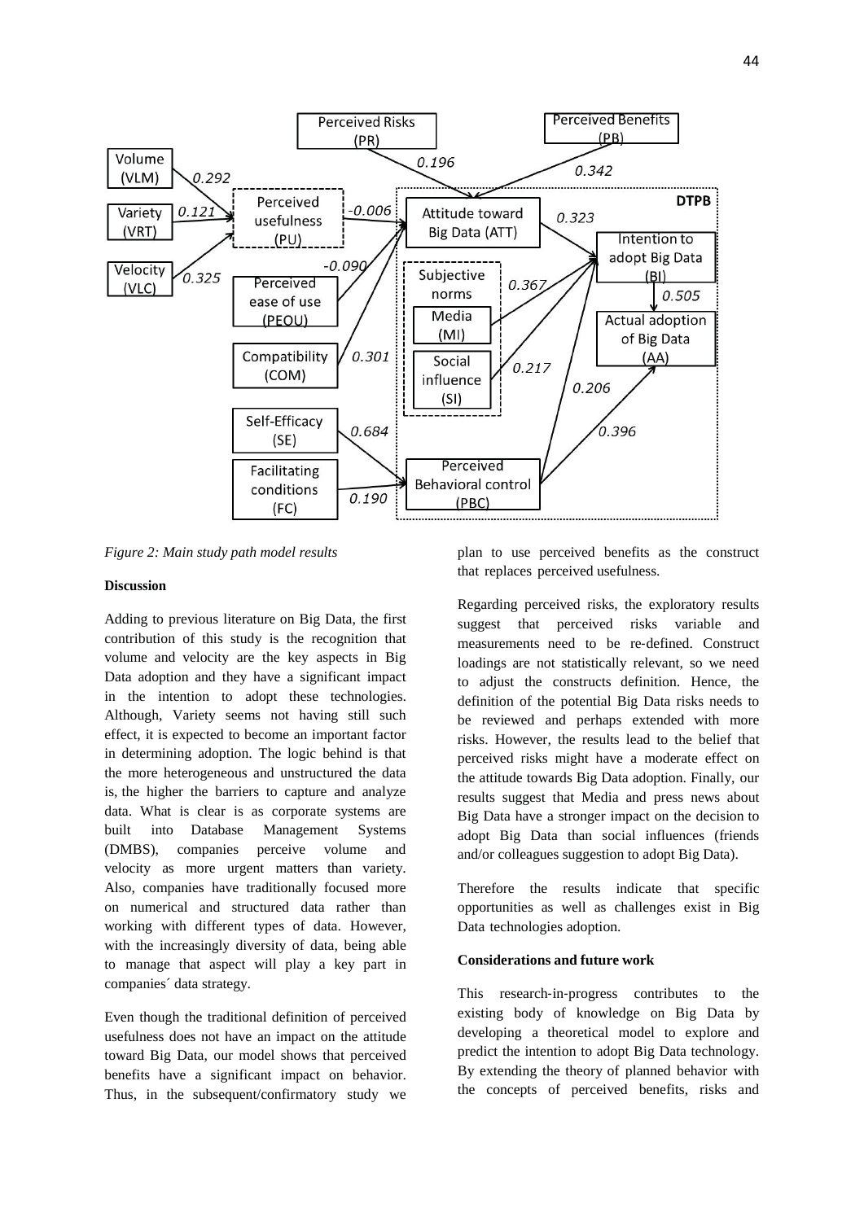Perceived Risks (PR)

Perceived Benefits (PB)

Volume (VLM)

Variety (VRT)

Velocity (VLC)

Perceived usefulness (PU)

Perceived ease of use (PEOU)

Compatibility (COM)

Self-Efficacy (SE)

Facilitating conditions (FC)

Attitude toward Big Data (ATT)

Subjective norms

Media (MI)

Social influence (SI)

Perceived Behavioral control (PBC)

Intention to adopt Big Data (BI)

Actual adoption of Big Data (AA)

DTPB

0.292

0.121

0.325

0.196

0.342

-0.006

-0.090

0.301

0.323

0.367

0.217

0.206

0.505

0.396

0.684

0.190

*Figure 2: Main study path model results*

**Discussion**

Adding to previous literature on Big Data, the first contribution of this study is the recognition that volume and velocity are the key aspects in Big Data adoption and they have a significant impact in the intention to adopt these technologies. Although, Variety seems not having still such effect, it is expected to become an important factor in determining adoption. The logic behind is that the more heterogeneous and unstructured the data is, the higher the barriers to capture and analyze data. What is clear is as corporate systems are built into Database Management Systems (DMBS), companies perceive volume and velocity as more urgent matters than variety. Also, companies have traditionally focused more on numerical and structured data rather than working with different types of data. However, with the increasingly diversity of data, being able to manage that aspect will play a key part in companies´ data strategy.

Even though the traditional definition of perceived usefulness does not have an impact on the attitude toward Big Data, our model shows that perceived benefits have a significant impact on behavior. Thus, in the subsequent/confirmatory study we plan to use perceived benefits as the construct that replaces perceived usefulness.

Regarding perceived risks, the exploratory results suggest that perceived risks variable and measurements need to be re-defined. Construct loadings are not statistically relevant, so we need to adjust the constructs definition. Hence, the definition of the potential Big Data risks needs to be reviewed and perhaps extended with more risks. However, the results lead to the belief that perceived risks might have a moderate effect on the attitude towards Big Data adoption. Finally, our results suggest that Media and press news about Big Data have a stronger impact on the decision to adopt Big Data than social influences (friends and/or colleagues suggestion to adopt Big Data).

Therefore the results indicate that specific opportunities as well as challenges exist in Big Data technologies adoption.

**Considerations and future work**

This research-in-progress contributes to the existing body of knowledge on Big Data by developing a theoretical model to explore and predict the intention to adopt Big Data technology. By extending the theory of planned behavior with the concepts of perceived benefits, risks and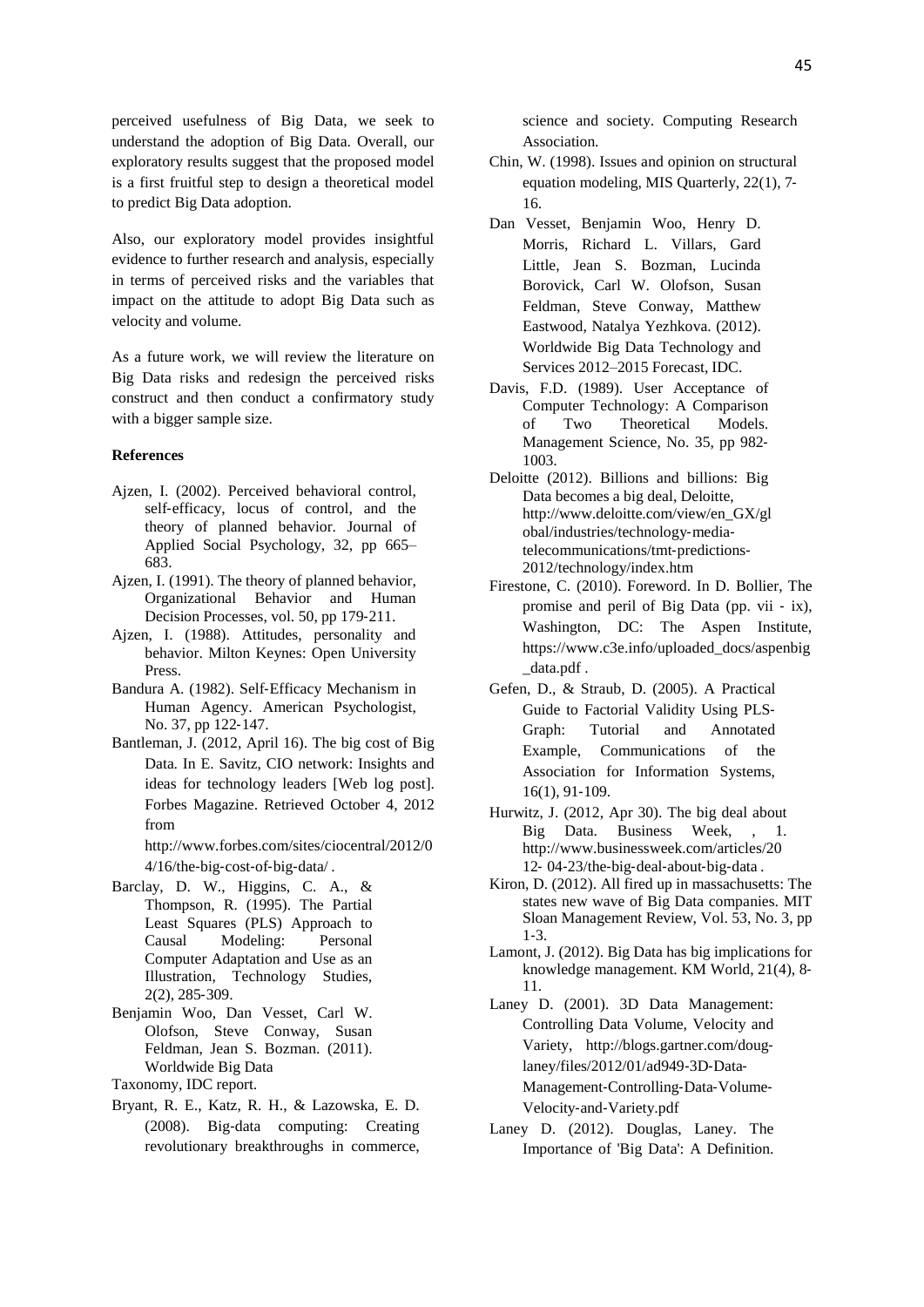perceived usefulness of Big Data, we seek to understand the adoption of Big Data. Overall, our exploratory results suggest that the proposed model is a first fruitful step to design a theoretical model to predict Big Data adoption.

Also, our exploratory model provides insightful evidence to further research and analysis, especially in terms of perceived risks and the variables that impact on the attitude to adopt Big Data such as velocity and volume.

As a future work, we will review the literature on Big Data risks and redesign the perceived risks construct and then conduct a confirmatory study with a bigger sample size.

**References**

Ajzen, I. (2002). Perceived behavioral control, self-efficacy, locus of control, and the theory of planned behavior. Journal of Applied Social Psychology, 32, pp 665–683.

Ajzen, I. (1991). The theory of planned behavior, Organizational Behavior and Human Decision Processes, vol. 50, pp 179-211.

Ajzen, I. (1988). Attitudes, personality and behavior. Milton Keynes: Open University Press.

Bandura A. (1982). Self-Efficacy Mechanism in Human Agency. American Psychologist, No. 37, pp 122-147.

Bantleman, J. (2012, April 16). The big cost of Big Data. In E. Savitz, CIO network: Insights and ideas for technology leaders [Web log post]. Forbes Magazine. Retrieved October 4, 2012 from http://www.forbes.com/sites/ciocentral/2012/04/16/the-big-cost-of-big-data/ .

Barclay, D. W., Higgins, C. A., & Thompson, R. (1995). The Partial Least Squares (PLS) Approach to Causal Modeling: Personal Computer Adaptation and Use as an Illustration, Technology Studies, 2(2), 285-309.

Benjamin Woo, Dan Vesset, Carl W. Olofson, Steve Conway, Susan Feldman, Jean S. Bozman. (2011). Worldwide Big Data Taxonomy, IDC report.

Bryant, R. E., Katz, R. H., & Lazowska, E. D. (2008). Big-data computing: Creating revolutionary breakthroughs in commerce, science and society. Computing Research Association.

Chin, W. (1998). Issues and opinion on structural equation modeling, MIS Quarterly, 22(1), 7-16.

Dan Vesset, Benjamin Woo, Henry D. Morris, Richard L. Villars, Gard Little, Jean S. Bozman, Lucinda Borovick, Carl W. Olofson, Susan Feldman, Steve Conway, Matthew Eastwood, Natalya Yezhkova. (2012). Worldwide Big Data Technology and Services 2012–2015 Forecast, IDC.

Davis, F.D. (1989). User Acceptance of Computer Technology: A Comparison of Two Theoretical Models. Management Science, No. 35, pp 982-1003.

Deloitte (2012). Billions and billions: Big Data becomes a big deal, Deloitte, http://www.deloitte.com/view/en_GX/global/industries/technology-media-telecommunications/tmt-predictions-2012/technology/index.htm

Firestone, C. (2010). Foreword. In D. Bollier, The promise and peril of Big Data (pp. vii - ix), Washington, DC: The Aspen Institute, https://www.c3e.info/uploaded_docs/aspenbig_data.pdf .

Gefen, D., & Straub, D. (2005). A Practical Guide to Factorial Validity Using PLS-Graph: Tutorial and Annotated Example, Communications of the Association for Information Systems, 16(1), 91-109.

Hurwitz, J. (2012, Apr 30). The big deal about Big Data. Business Week, , 1. http://www.businessweek.com/articles/2012- 04-23/the-big-deal-about-big-data .

Kiron, D. (2012). All fired up in massachusetts: The states new wave of Big Data companies. MIT Sloan Management Review, Vol. 53, No. 3, pp 1-3.

Lamont, J. (2012). Big Data has big implications for knowledge management. KM World, 21(4), 8-11.

Laney D. (2001). 3D Data Management: Controlling Data Volume, Velocity and Variety, http://blogs.gartner.com/doug-laney/files/2012/01/ad949-3D-Data-Management-Controlling-Data-Volume-Velocity-and-Variety.pdf

Laney D. (2012). Douglas, Laney. The Importance of 'Big Data': A Definition.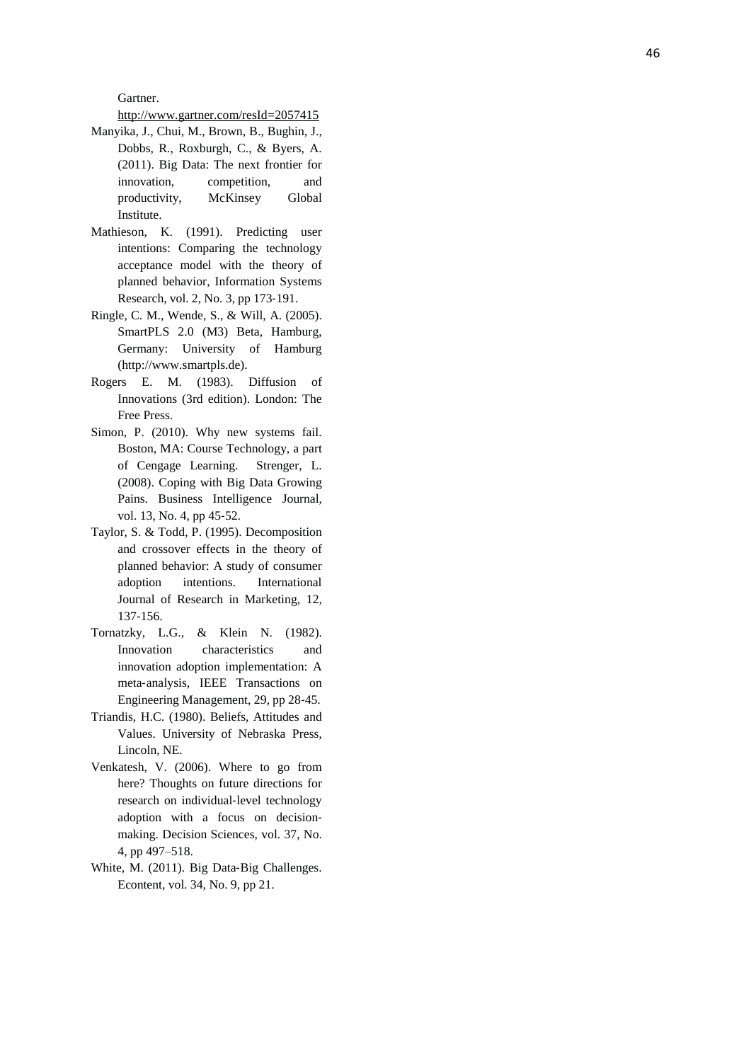Gartner.
http://www.gartner.com/resId=2057415

Manyika, J., Chui, M., Brown, B., Bughin, J., Dobbs, R., Roxburgh, C., & Byers, A. (2011). Big Data: The next frontier for innovation, competition, and productivity, McKinsey Global Institute.

Mathieson, K. (1991). Predicting user intentions: Comparing the technology acceptance model with the theory of planned behavior, Information Systems Research, vol. 2, No. 3, pp 173-191.

Ringle, C. M., Wende, S., & Will, A. (2005). SmartPLS 2.0 (M3) Beta, Hamburg, Germany: University of Hamburg (http://www.smartpls.de).

Rogers E. M. (1983). Diffusion of Innovations (3rd edition). London: The Free Press.

Simon, P. (2010). Why new systems fail. Boston, MA: Course Technology, a part of Cengage Learning. Strenger, L. (2008). Coping with Big Data Growing Pains. Business Intelligence Journal, vol. 13, No. 4, pp 45-52.

Taylor, S. & Todd, P. (1995). Decomposition and crossover effects in the theory of planned behavior: A study of consumer adoption intentions. International Journal of Research in Marketing, 12, 137-156.

Tornatzky, L.G., & Klein N. (1982). Innovation characteristics and innovation adoption implementation: A meta-analysis, IEEE Transactions on Engineering Management, 29, pp 28-45.

Triandis, H.C. (1980). Beliefs, Attitudes and Values. University of Nebraska Press, Lincoln, NE.

Venkatesh, V. (2006). Where to go from here? Thoughts on future directions for research on individual-level technology adoption with a focus on decision-making. Decision Sciences, vol. 37, No. 4, pp 497–518.

White, M. (2011). Big Data-Big Challenges. Econtent, vol. 34, No. 9, pp 21.